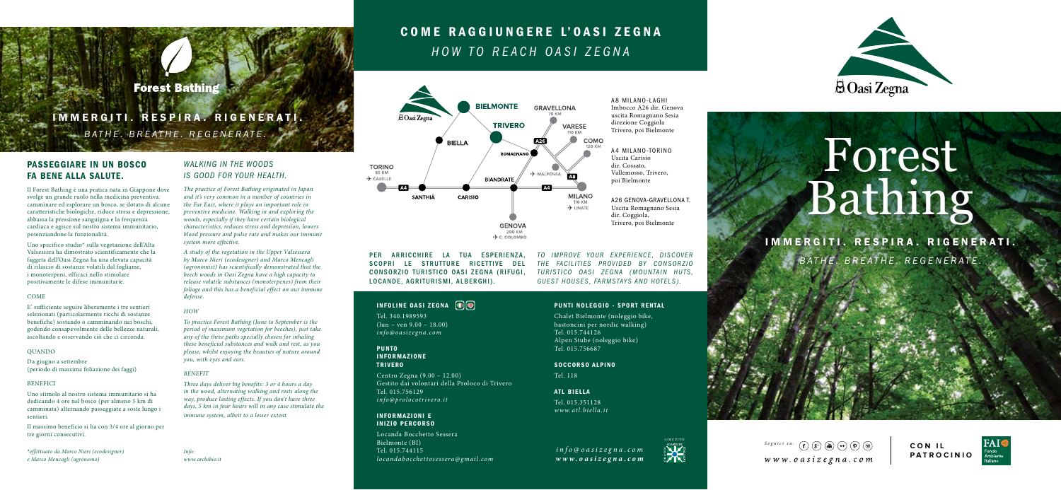# Forest Bathing

## IMMERGITI. RESPIRA. RIGENERATI.

*BATHE. BREATHE. REGENERATE.*

### PASSEGGIARE IN UN BOSCO FA BENE ALLA SALUTE.

Il Forest Bathing è una pratica nata in Giappone dove svolge un grande ruolo nella medicina preventiva: camminare ed esplorare un bosco, se dotato di alcune caratteristiche biologiche, riduce stress e depressione, abbassa la pressione sanguigna e la frequenza cardiaca e agisce sul nostro sistema immunitario, potenziandone la funzionalità.

Uno specifico studio* sulla vegetazione dell'Alta Valsessera ha dimostrato scientificamente che la faggeta dell'Oasi Zegna ha una elevata capacità di rilascio di sostanze volatili dal fogliame, i monoterpeni, efficaci nello stimolare positivamente le difese immunitarie.

COME

E' sufficiente seguire liberamente i tre sentieri selezionati (particolarmente ricchi di sostanze benefiche) sostando o camminando nei boschi, godendo consapevolmente delle bellezze naturali, ascoltando e osservando ciò che ci circonda.

QUANDO

Da giugno a settembre (periodo di massima foliazione dei faggi)

BENEFICI

Uno stimolo al nostro sistema immunitario si ha dedicando 4 ore nel bosco (per almeno 5 km di camminata) alternando passeggiate a soste lungo i sentieri.

Il massimo beneficio si ha con 3/4 ore al giorno per tre giorni consecutivi.

*effettuato da Marco Nieri (ecodesigner) e Marco Mencagli (agronomo)*

### *WALKING IN THE WOODS IS GOOD FOR YOUR HEALTH.*

*The practice of Forest Bathing originated in Japan and it's very common in a number of countries in the Far East, where it plays an important role in preventive medicine. Walking in and exploring the woods, especially if they have certain biological characteristics, reduces stress and depression, lowers blood pressure and pulse rate and makes our immune system more effective.*

*A study of the vegetation in the Upper Valsessera by Marco Nieri (ecodesigner) and Marco Mencagli (agronomist) has scientifically demonstrated that the beech woods in Oasi Zegna have a high capacity to release volatile substances (monoterpenes) from their foliage and this has a beneficial effect on our immune defense.*

*HOW*

*To practice Forest Bathing (June to September is the period of maximum vegetation for beeches), just take any of the three paths specially chosen for inhaling these beneficial substances and walk and rest, as you please, whilst enjoying the beauties of nature around you, with eyes and ears.*

*BENEFIT*

*Three days deliver big benefits: 3 or 4 hours a day in the wood, alternating walking and rests along the way, produce lasting effects. If you don't have three days, 5 km in four hours will in any case stimulate the immune system, albeit to a lesser extent.*

*Info: www.archibio.it*

## COME RAGGIUNGERE L'OASI ZEGNA

*HOW TO REACH OASI ZEGNA*

Oasi Zegna — BIELMONTE, TRIVERO, BIELLA, ROMAGNANO, BIANDRATE, SANTHIÀ, CARISIO, GRAVELLONA 70 KM, VARESE 110 KM, COMO 120 KM, MILANO 110 KM (LINATE), MALPENSA, TORINO 95 KM (CASELLE), GENOVA 200 KM (C. COLOMBO), A4, A8, A26

A8 MILANO-LAGHI
Imbocco A26 dir. Genova uscita Romagnano Sesia direzione Coggiola Trivero, poi Bielmonte

A4 MILANO-TORINO
Uscita Carisio dir. Cossato, Vallemosso, Trivero, poi Bielmonte

A26 GENOVA-GRAVELLONA T.
Uscita Romagnano Sesia dir. Coggiola, Trivero, poi Bielmonte

PER ARRICCHIRE LA TUA ESPERIENZA, SCOPRI LE STRUTTURE RICETTIVE DEL CONSORZIO TURISTICO OASI ZEGNA (RIFUGI, LOCANDE, AGRITURISMI, ALBERGHI).

*TO IMPROVE YOUR EXPERIENCE, DISCOVER THE FACILITIES PROVIDED BY CONSORZIO TURISTICO OASI ZEGNA (MOUNTAIN HUTS, GUEST HOUSES, FARMSTAYS AND HOTELS).*

#### INFOLINE OASI ZEGNA

Tel. 340.1989593
(lun – ven 9.00 – 18.00)
*info@oasizegna.com*

#### PUNTO INFORMAZIONE TRIVERO

Centro Zegna (9.00 – 12.00)
Gestito dai volontari della Proloco di Trivero
Tel. 015.756129
*info@prolocotrivero.it*

#### INFORMAZIONI E INIZIO PERCORSO

Locanda Bocchetto Sessera
Bielmonte (BI)
Tel. 015.744115
*locandabocchettosessera@gmail.com*

#### PUNTI NOLEGGIO - SPORT RENTAL

Chalet Bielmonte (noleggio bike, bastoncini per nordic walking)
Tel. 015.744126
Alpen Stube (noleggio bike)
Tel. 015.756687

#### SOCCORSO ALPINO

Tel. 118

#### ATL BIELLA

Tel. 015.351128
*www.atl.biella.it*

*info@oasizegna.com*
***www.oasizegna.com***

Oasi Zegna

*Seguici su:* *www.oasizegna.com*

CON IL PATROCINIO — FAI Fondo Ambiente Italiano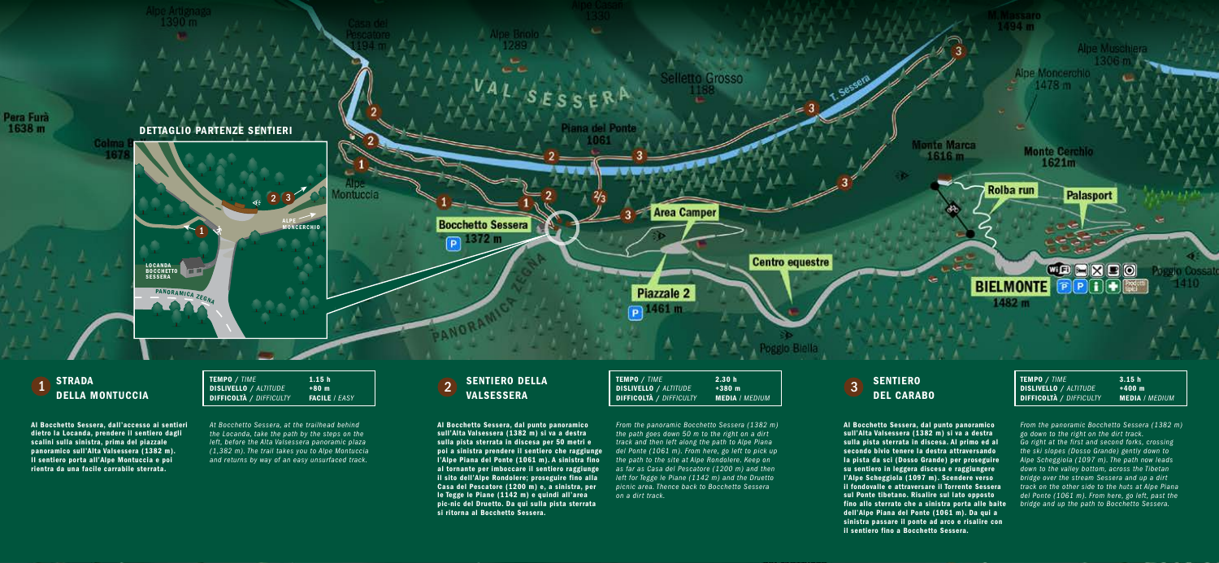DETTAGLIO PARTENZE SENTIERI

## 1 STRADA DELLA MONTUCCIA

| | |
|---|---|
| **TEMPO** / *TIME* | 1.15 h |
| **DISLIVELLO** / *ALTITUDE* | +80 m |
| **DIFFICOLTÀ** / *DIFFICULTY* | **FACILE** / *EASY* |

**Al Bocchetto Sessera, dall'accesso ai sentieri dietro la Locanda, prendere il sentiero dagli scalini sulla sinistra, prima del piazzale panoramico sull'Alta Valsessera (1382 m). Il sentiero porta all'Alpe Montuccia e poi rientra da una facile carrabile sterrata.**

*At Bocchetto Sessera, at the trailhead behind the Locanda, take the path by the steps on the left, before the Alta Valsessera panoramic plaza (1,382 m). The trail takes you to Alpe Montuccia and returns by way of an easy unsurfaced track.*

## 2 SENTIERO DELLA VALSESSERA

| | |
|---|---|
| **TEMPO** / *TIME* | 2.30 h |
| **DISLIVELLO** / *ALTITUDE* | +380 m |
| **DIFFICOLTÀ** / *DIFFICULTY* | **MEDIA** / *MEDIUM* |

**Al Bocchetto Sessera, dal punto panoramico sull'Alta Valsessera (1382 m) si va a destra sulla pista sterrata in discesa per 50 metri e poi a sinistra prendere il sentiero che raggiunge l'Alpe Piana del Ponte (1061 m). A sinistra fino al tornante per imboccare il sentiero raggiunge il sito dell'Alpe Rondolere; proseguire fino alla Casa del Pescatore (1200 m) e, a sinistra, per le Tegge le Piane (1142 m) e quindi all'area pic-nic del Druetto. Da qui sulla pista sterrata si ritorna al Bocchetto Sessera.**

*From the panoramic Bocchetto Sessera (1382 m) the path goes down 50 m to the right on a dirt track and then left along the path to Alpe Piana del Ponte (1061 m). From here, go left to pick up the path to the site at Alpe Rondolere. Keep on as far as Casa del Pescatore (1200 m) and then left for Tegge le Piane (1142 m) and the Druetto picnic area. Thence back to Bocchetto Sessera on a dirt track.*

## 3 SENTIERO DEL CARABO

| | |
|---|---|
| **TEMPO** / *TIME* | 3.15 h |
| **DISLIVELLO** / *ALTITUDE* | +400 m |
| **DIFFICOLTÀ** / *DIFFICULTY* | **MEDIA** / *MEDIUM* |

**Al Bocchetto Sessera, dal punto panoramico sull'Alta Valsessera (1382 m) si va a destra sulla pista sterrata in discesa. Al primo ed al secondo bivio tenere la destra attraversando la pista da sci (Dosso Grande) per proseguire su sentiero in leggera discesa e raggiungere l'Alpe Scheggiola (1097 m). Scendere verso il fondovalle e attraversare il Torrente Sessera sul Ponte tibetano. Risalire sul lato opposto fino allo sterrato che a sinistra porta alle baite dell'Alpe Piana del Ponte (1061 m). Da qui a sinistra passare il ponte ad arco e risalire con il sentiero fino a Bocchetto Sessera.**

*From the panoramic Bocchetto Sessera (1382 m) go down to the right on the dirt track. Go right at the first and second forks, crossing the ski slopes (Dosso Grande) gently down to Alpe Scheggiola (1097 m). The path now leads down to the valley bottom, across the Tibetan bridge over the stream Sessera and up a dirt track on the other side to the huts at Alpe Piana del Ponte (1061 m). From here, go left, past the bridge and up the path to Bocchetto Sessera.*